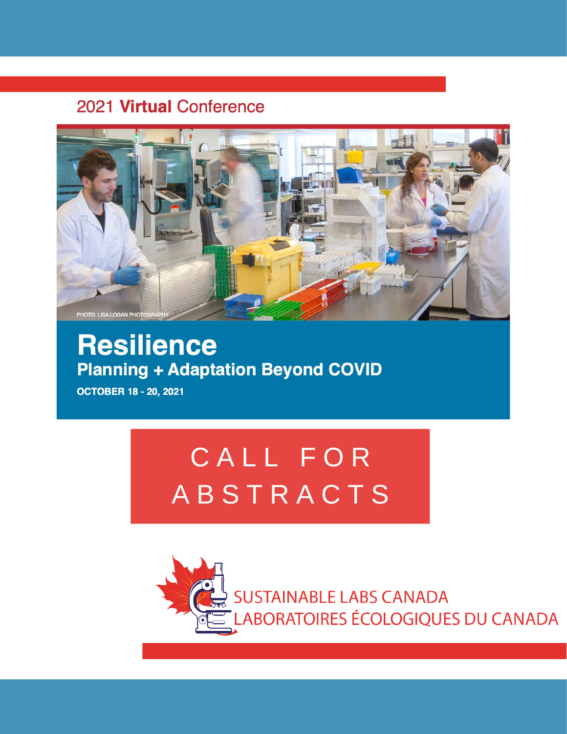2021 **Virtual** Conference

PHOTO: LISA LOGAN PHOTOGRAPHY

# Resilience

## Planning + Adaptation Beyond COVID

**OCTOBER 18 - 20, 2021**

# CALL FOR ABSTRACTS

SUSTAINABLE LABS CANADA
LABORATOIRES ÉCOLOGIQUES DU CANADA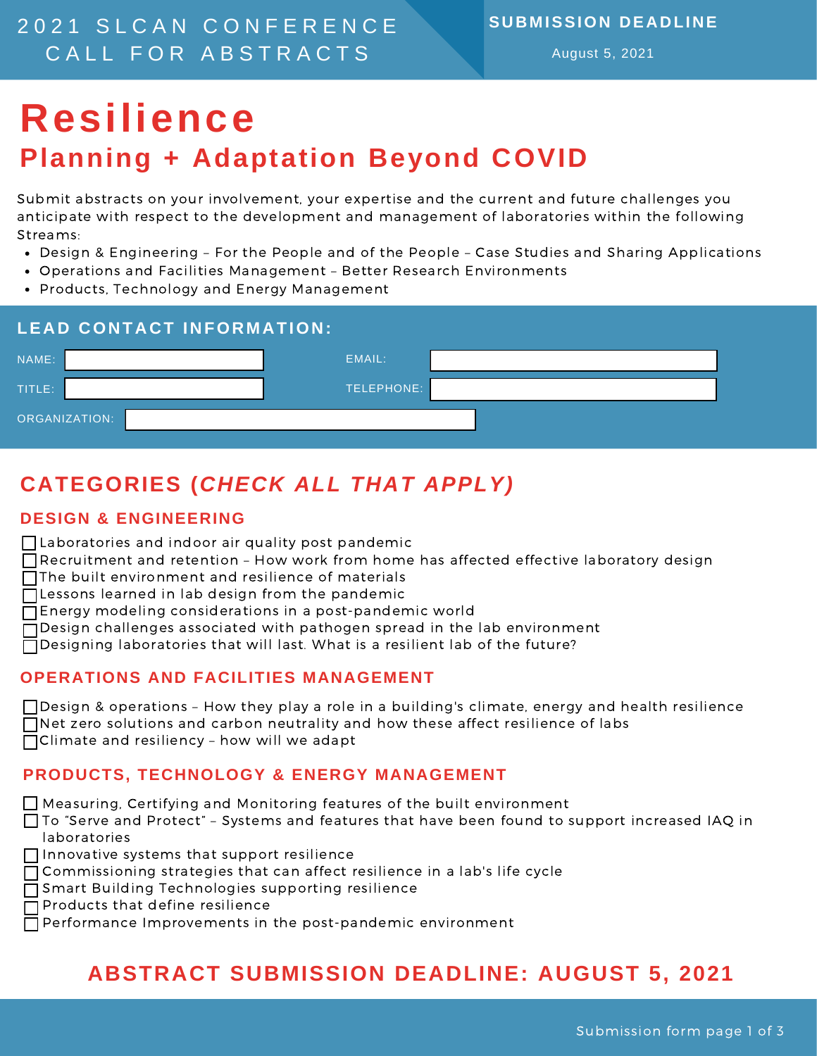2021 SLCAN CONFERENCE
CALL FOR ABSTRACTS

**SUBMISSION DEADLINE**

August 5, 2021

# Resilience

## Planning + Adaptation Beyond COVID

Submit abstracts on your involvement, your expertise and the current and future challenges you anticipate with respect to the development and management of laboratories within the following Streams:

- Design & Engineering – For the People and of the People – Case Studies and Sharing Applications
- Operations and Facilities Management – Better Research Environments
- Products, Technology and Energy Management

### LEAD CONTACT INFORMATION:

NAME: 

EMAIL: 

TITLE: 

TELEPHONE: 

ORGANIZATION: 

## CATEGORIES (*CHECK ALL THAT APPLY)*

### DESIGN & ENGINEERING

- ☐ Laboratories and indoor air quality post pandemic
- ☐ Recruitment and retention – How work from home has affected effective laboratory design
- ☐ The built environment and resilience of materials
- ☐ Lessons learned in lab design from the pandemic
- ☐ Energy modeling considerations in a post-pandemic world
- ☐ Design challenges associated with pathogen spread in the lab environment
- ☐ Designing laboratories that will last. What is a resilient lab of the future?

### OPERATIONS AND FACILITIES MANAGEMENT

- ☐ Design & operations – How they play a role in a building's climate, energy and health resilience
- ☐ Net zero solutions and carbon neutrality and how these affect resilience of labs
- ☐ Climate and resiliency – how will we adapt

### PRODUCTS, TECHNOLOGY & ENERGY MANAGEMENT

- ☐ Measuring, Certifying and Monitoring features of the built environment
- ☐ To "Serve and Protect" – Systems and features that have been found to support increased IAQ in laboratories
- ☐ Innovative systems that support resilience
- ☐ Commissioning strategies that can affect resilience in a lab's life cycle
- ☐ Smart Building Technologies supporting resilience
- ☐ Products that define resilience
- ☐ Performance Improvements in the post-pandemic environment

## ABSTRACT SUBMISSION DEADLINE: AUGUST 5, 2021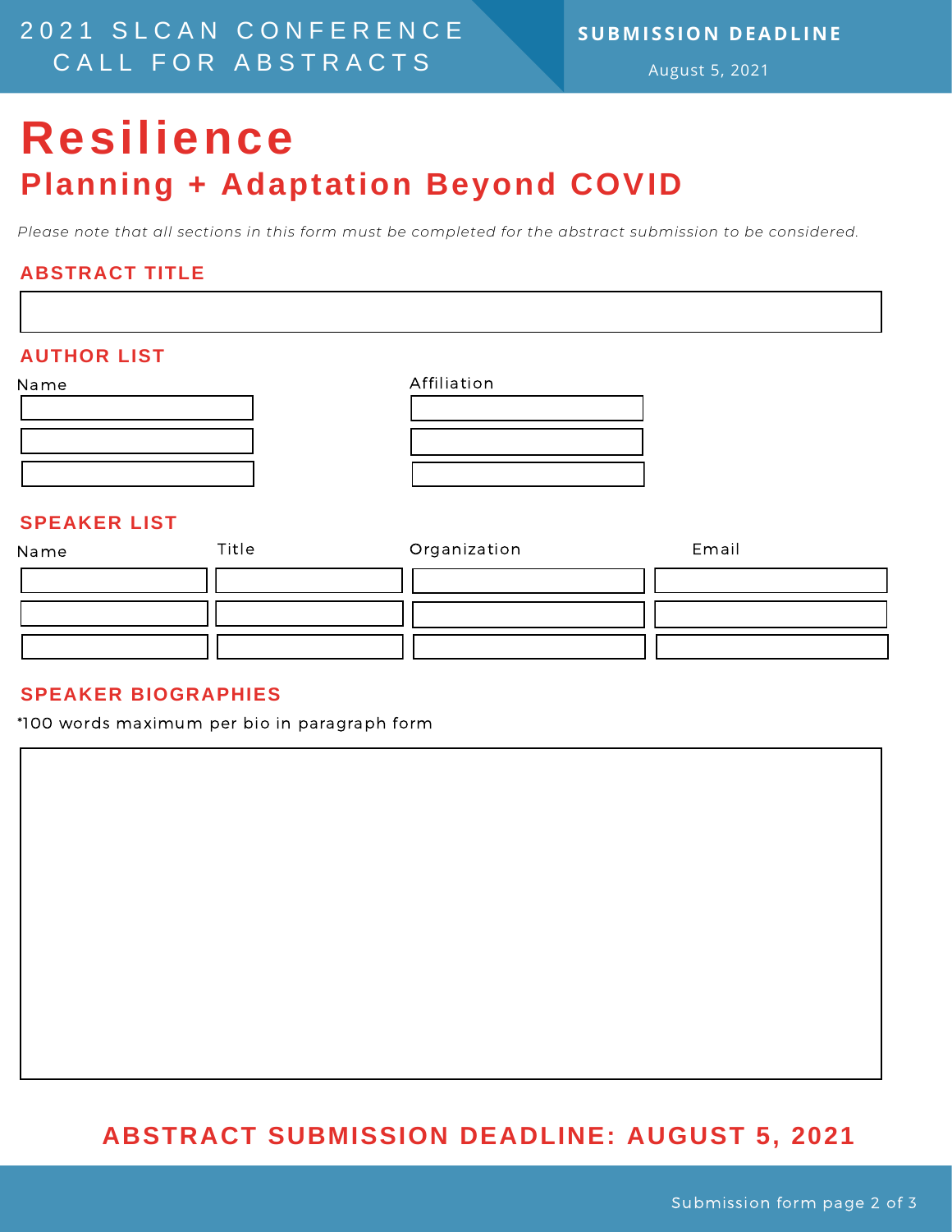2021 SLCAN CONFERENCE CALL FOR ABSTRACTS

**SUBMISSION DEADLINE**

August 5, 2021

# Resilience

## Planning + Adaptation Beyond COVID

*Please note that all sections in this form must be completed for the abstract submission to be considered.*

### ABSTRACT TITLE

### AUTHOR LIST

| Name | Affiliation |
| --- | --- |
| | |
| | |
| | |

### SPEAKER LIST

| Name | Title | Organization | Email |
| --- | --- | --- | --- |
| | | | |
| | | | |
| | | | |

### SPEAKER BIOGRAPHIES

*100 words maximum per bio in paragraph form

**ABSTRACT SUBMISSION DEADLINE: AUGUST 5, 2021**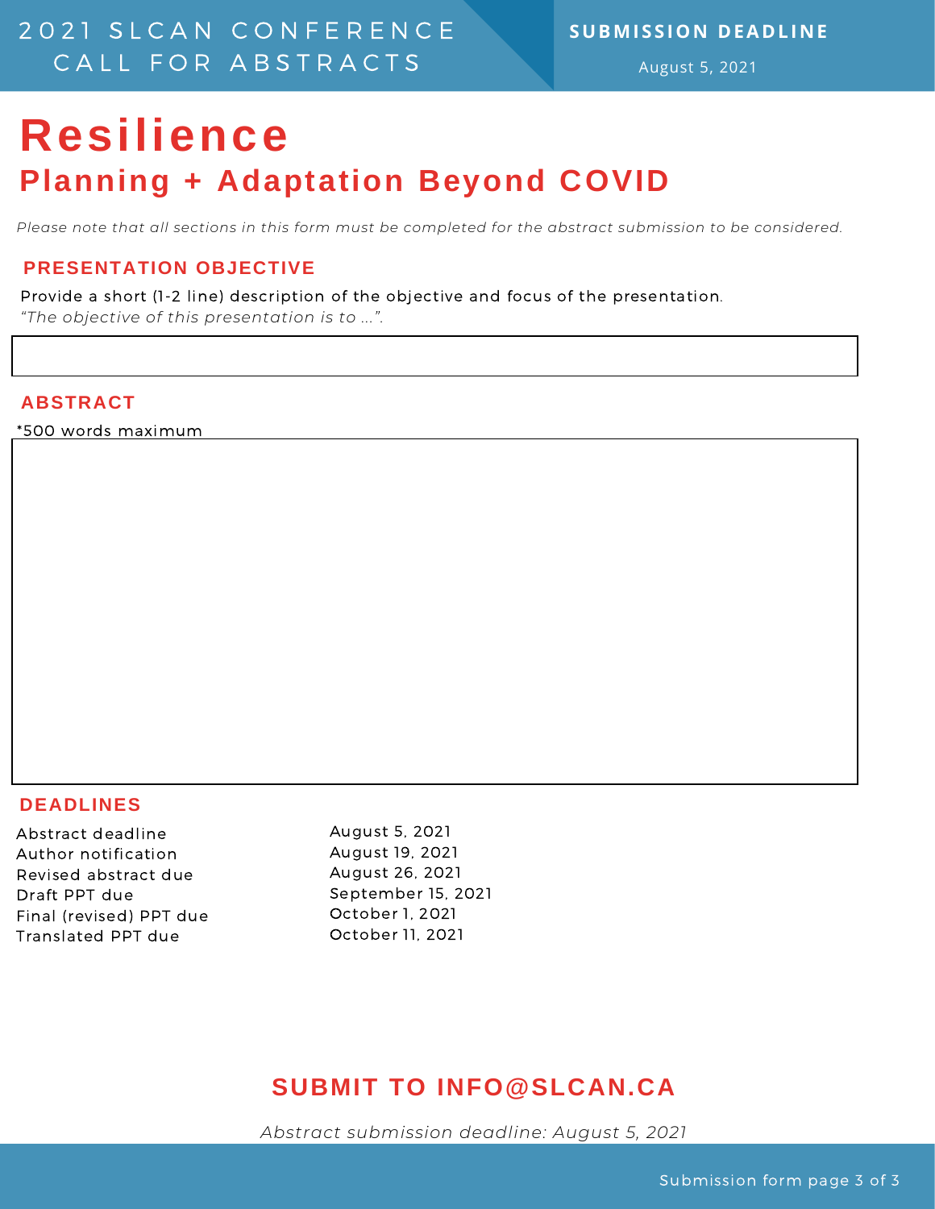2021 SLCAN CONFERENCE
CALL FOR ABSTRACTS

**SUBMISSION DEADLINE**

August 5, 2021

# Resilience

## Planning + Adaptation Beyond COVID

*Please note that all sections in this form must be completed for the abstract submission to be considered.*

### PRESENTATION OBJECTIVE

Provide a short (1-2 line) description of the objective and focus of the presentation.
*"The objective of this presentation is to ...".*

### ABSTRACT

*500 words maximum

### DEADLINES

| | |
|---|---|
| Abstract deadline | August 5, 2021 |
| Author notification | August 19, 2021 |
| Revised abstract due | August 26, 2021 |
| Draft PPT due | September 15, 2021 |
| Final (revised) PPT due | October 1, 2021 |
| Translated PPT due | October 11, 2021 |

## SUBMIT TO INFO@SLCAN.CA

*Abstract submission deadline: August 5, 2021*